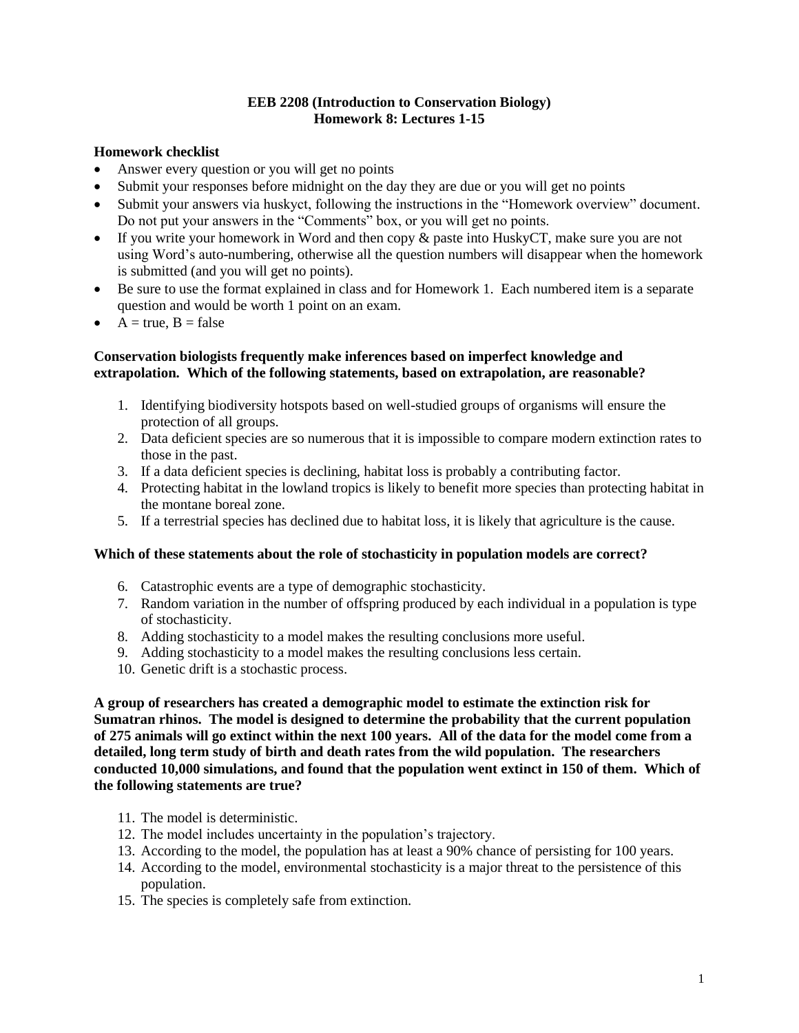**EEB 2208 (Introduction to Conservation Biology)**
**Homework 8: Lectures 1-15**

**Homework checklist**

- Answer every question or you will get no points
- Submit your responses before midnight on the day they are due or you will get no points
- Submit your answers via huskyct, following the instructions in the "Homework overview" document. Do not put your answers in the "Comments" box, or you will get no points.
- If you write your homework in Word and then copy & paste into HuskyCT, make sure you are not using Word's auto-numbering, otherwise all the question numbers will disappear when the homework is submitted (and you will get no points).
- Be sure to use the format explained in class and for Homework 1. Each numbered item is a separate question and would be worth 1 point on an exam.
- A = true, B = false

**Conservation biologists frequently make inferences based on imperfect knowledge and extrapolation. Which of the following statements, based on extrapolation, are reasonable?**

1. Identifying biodiversity hotspots based on well-studied groups of organisms will ensure the protection of all groups.
2. Data deficient species are so numerous that it is impossible to compare modern extinction rates to those in the past.
3. If a data deficient species is declining, habitat loss is probably a contributing factor.
4. Protecting habitat in the lowland tropics is likely to benefit more species than protecting habitat in the montane boreal zone.
5. If a terrestrial species has declined due to habitat loss, it is likely that agriculture is the cause.

**Which of these statements about the role of stochasticity in population models are correct?**

6. Catastrophic events are a type of demographic stochasticity.
7. Random variation in the number of offspring produced by each individual in a population is type of stochasticity.
8. Adding stochasticity to a model makes the resulting conclusions more useful.
9. Adding stochasticity to a model makes the resulting conclusions less certain.
10. Genetic drift is a stochastic process.

**A group of researchers has created a demographic model to estimate the extinction risk for Sumatran rhinos. The model is designed to determine the probability that the current population of 275 animals will go extinct within the next 100 years. All of the data for the model come from a detailed, long term study of birth and death rates from the wild population. The researchers conducted 10,000 simulations, and found that the population went extinct in 150 of them. Which of the following statements are true?**

11. The model is deterministic.
12. The model includes uncertainty in the population's trajectory.
13. According to the model, the population has at least a 90% chance of persisting for 100 years.
14. According to the model, environmental stochasticity is a major threat to the persistence of this population.
15. The species is completely safe from extinction.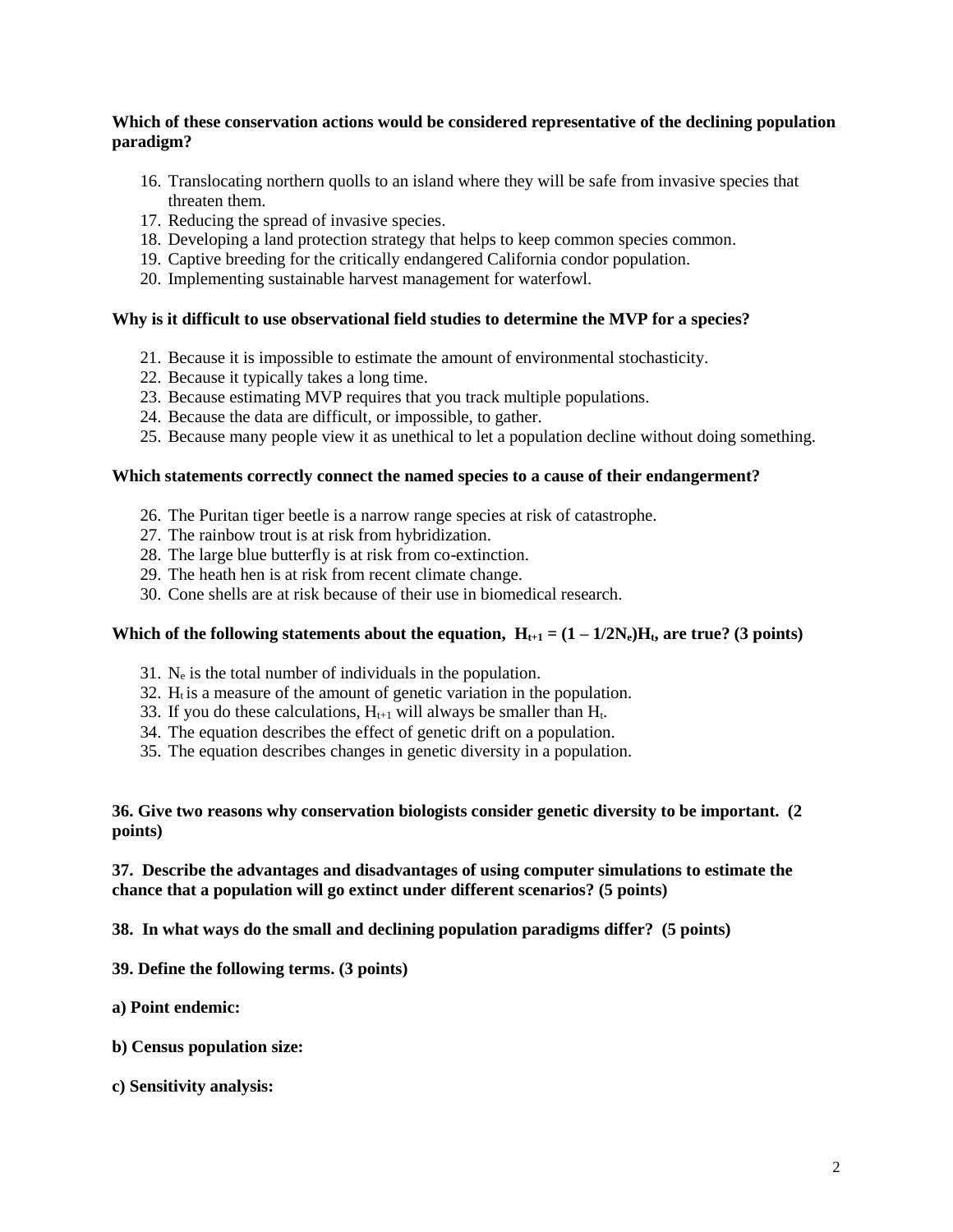**Which of these conservation actions would be considered representative of the declining population paradigm?**

16. Translocating northern quolls to an island where they will be safe from invasive species that threaten them.
17. Reducing the spread of invasive species.
18. Developing a land protection strategy that helps to keep common species common.
19. Captive breeding for the critically endangered California condor population.
20. Implementing sustainable harvest management for waterfowl.

**Why is it difficult to use observational field studies to determine the MVP for a species?**

21. Because it is impossible to estimate the amount of environmental stochasticity.
22. Because it typically takes a long time.
23. Because estimating MVP requires that you track multiple populations.
24. Because the data are difficult, or impossible, to gather.
25. Because many people view it as unethical to let a population decline without doing something.

**Which statements correctly connect the named species to a cause of their endangerment?**

26. The Puritan tiger beetle is a narrow range species at risk of catastrophe.
27. The rainbow trout is at risk from hybridization.
28. The large blue butterfly is at risk from co-extinction.
29. The heath hen is at risk from recent climate change.
30. Cone shells are at risk because of their use in biomedical research.

**Which of the following statements about the equation, $H_{t+1} = (1 – 1/2N_e)H_t$, are true? (3 points)**

31. $N_e$ is the total number of individuals in the population.
32. $H_t$ is a measure of the amount of genetic variation in the population.
33. If you do these calculations, $H_{t+1}$ will always be smaller than $H_t$.
34. The equation describes the effect of genetic drift on a population.
35. The equation describes changes in genetic diversity in a population.

**36. Give two reasons why conservation biologists consider genetic diversity to be important. (2 points)**

**37. Describe the advantages and disadvantages of using computer simulations to estimate the chance that a population will go extinct under different scenarios? (5 points)**

**38. In what ways do the small and declining population paradigms differ? (5 points)**

**39. Define the following terms. (3 points)**

**a) Point endemic:**

**b) Census population size:**

**c) Sensitivity analysis:**